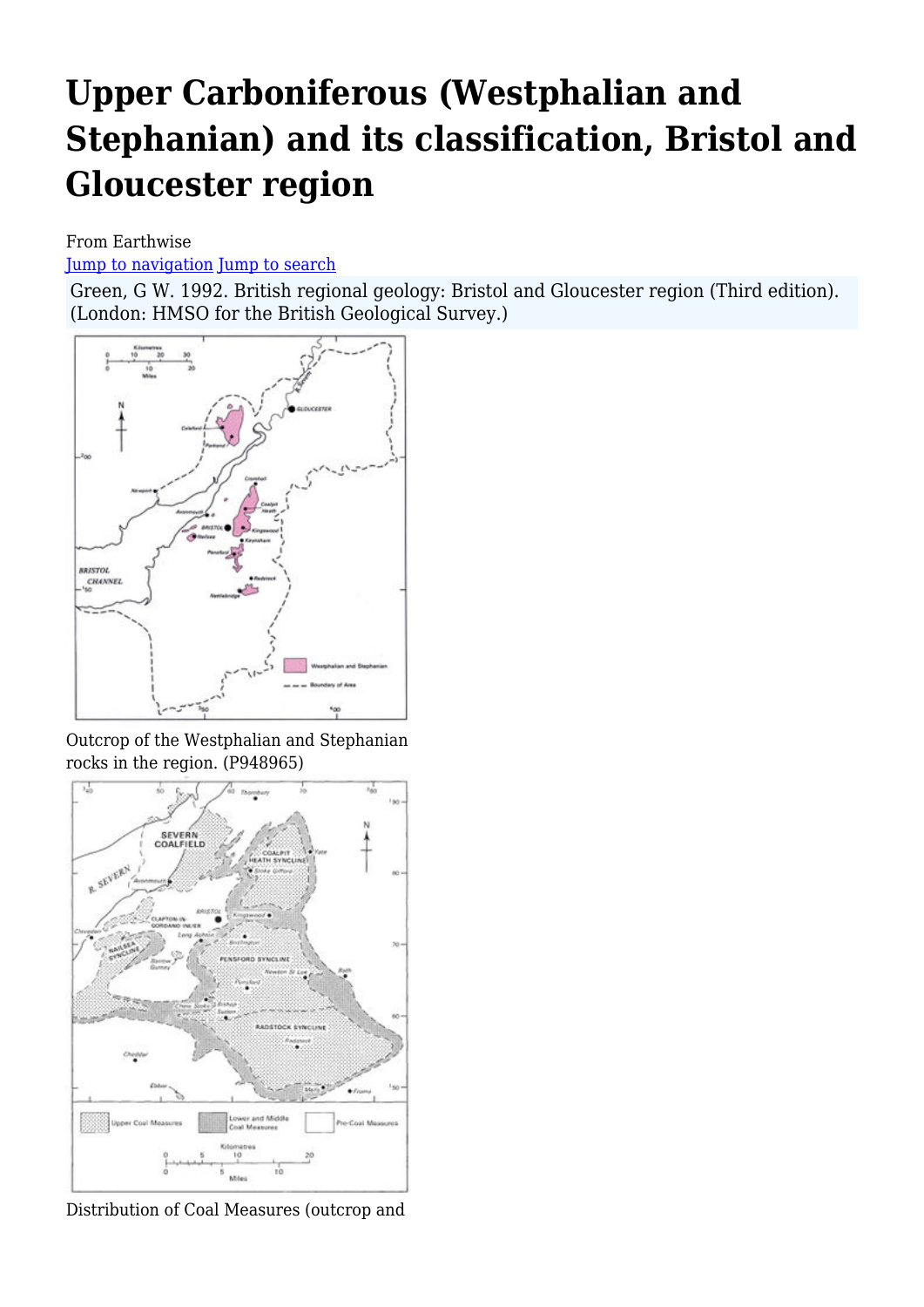# Upper Carboniferous (Westphalian and Stephanian) and its classification, Bristol and Gloucester region

From Earthwise

Jump to navigation Jump to search

Green, G W. 1992. British regional geology: Bristol and Gloucester region (Third edition). (London: HMSO for the British Geological Survey.)

Outcrop of the Westphalian and Stephanian rocks in the region. (P948965)

Distribution of Coal Measures (outcrop and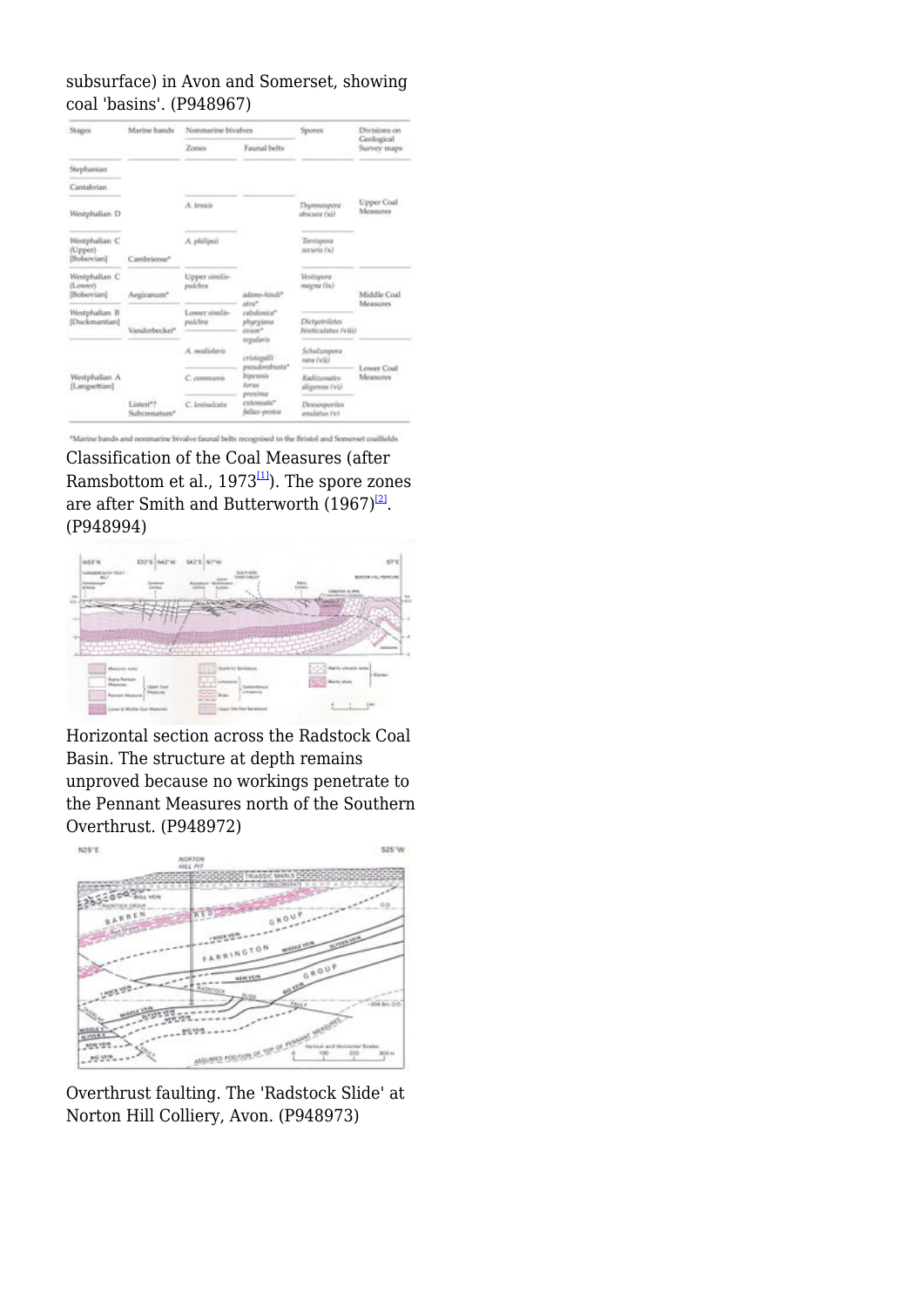subsurface) in Avon and Somerset, showing coal 'basins'. (P948967)

| Stages | Marine bands | Nonmarine bivalves | | Spores | Divisions on Geological Survey maps |
|---|---|---|---|---|---|
| | | Zones | Faunal belts | | |
| Stephanian | | | | | |
| Cantabrian | | | | | |
| Westphalian D | | *A. tenuis* | | *Thymospora obscura* (xi) | Upper Coal Measures |
| Westphalian C (Upper) [Bolsovian] | Cambriense* | *A. phillipsii* | | *Torispora securis* (x) | |
| Westphalian C (Lower) [Bolsovian] | Aegiranum* | Upper *similis-pulchra* | *adamsi-hindi*\* *atra*\* | *Vestispora magna* (ix) | Middle Coal Measures |
| Westphalian B [Duckmantian] | Vanderbeckei* | Lower *similis-pulchra* | *caledonica*\* *phrygiana* *ovum*\* *regularis* | *Dictyotriletes bireticulatus* (viii) | |
| Westphalian A [Langsettian] | | *A. modiolaris* | *cristagalli* *pseudorobusta*\* | *Schulzospora rara* (vii) | Lower Coal Measures |
| | | *C. communis* | *bipennis* *torus* *proxima* | *Radiizonates aligerens* (vi) | |
| | Listeri*? Subcrenatum* | *C. lenisulcata* | *extenuata*\* *fallax-protea* | *Densosporites anulatus* (v) | |

\*Marine bands and nonmarine bivalve faunal belts recognised in the Bristol and Somerset coalfields

Classification of the Coal Measures (after Ramsbottom et al., 1973[1]). The spore zones are after Smith and Butterworth (1967)[2]. (P948994)

Horizontal section across the Radstock Coal Basin. The structure at depth remains unproved because no workings penetrate to the Pennant Measures north of the Southern Overthrust. (P948972)

Overthrust faulting. The 'Radstock Slide' at Norton Hill Colliery, Avon. (P948973)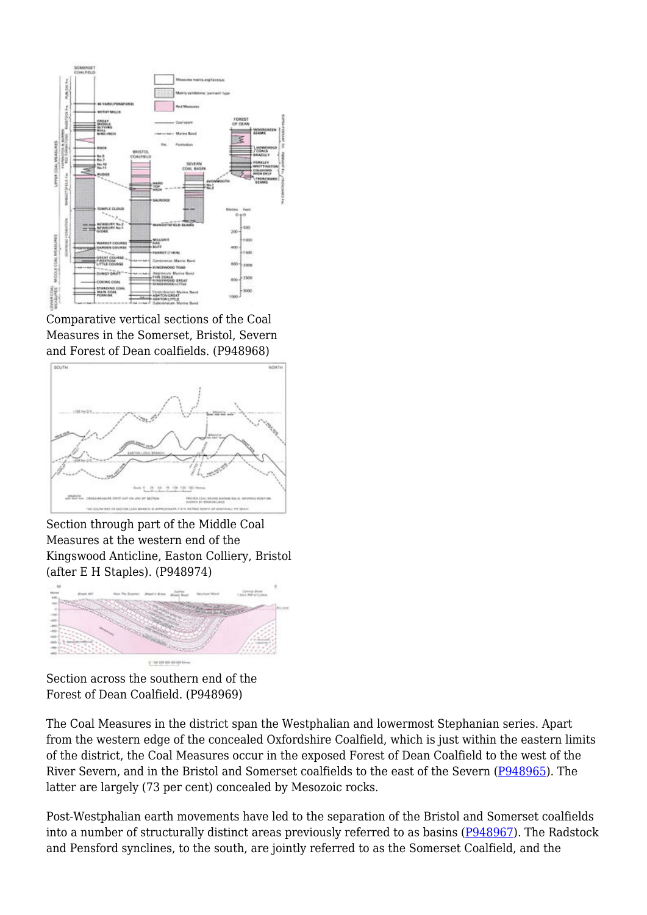Comparative vertical sections of the Coal Measures in the Somerset, Bristol, Severn and Forest of Dean coalfields. (P948968)

Section through part of the Middle Coal Measures at the western end of the Kingswood Anticline, Easton Colliery, Bristol (after E H Staples). (P948974)

Section across the southern end of the Forest of Dean Coalfield. (P948969)

The Coal Measures in the district span the Westphalian and lowermost Stephanian series. Apart from the western edge of the concealed Oxfordshire Coalfield, which is just within the eastern limits of the district, the Coal Measures occur in the exposed Forest of Dean Coalfield to the west of the River Severn, and in the Bristol and Somerset coalfields to the east of the Severn (P948965). The latter are largely (73 per cent) concealed by Mesozoic rocks.

Post-Westphalian earth movements have led to the separation of the Bristol and Somerset coalfields into a number of structurally distinct areas previously referred to as basins (P948967). The Radstock and Pensford synclines, to the south, are jointly referred to as the Somerset Coalfield, and the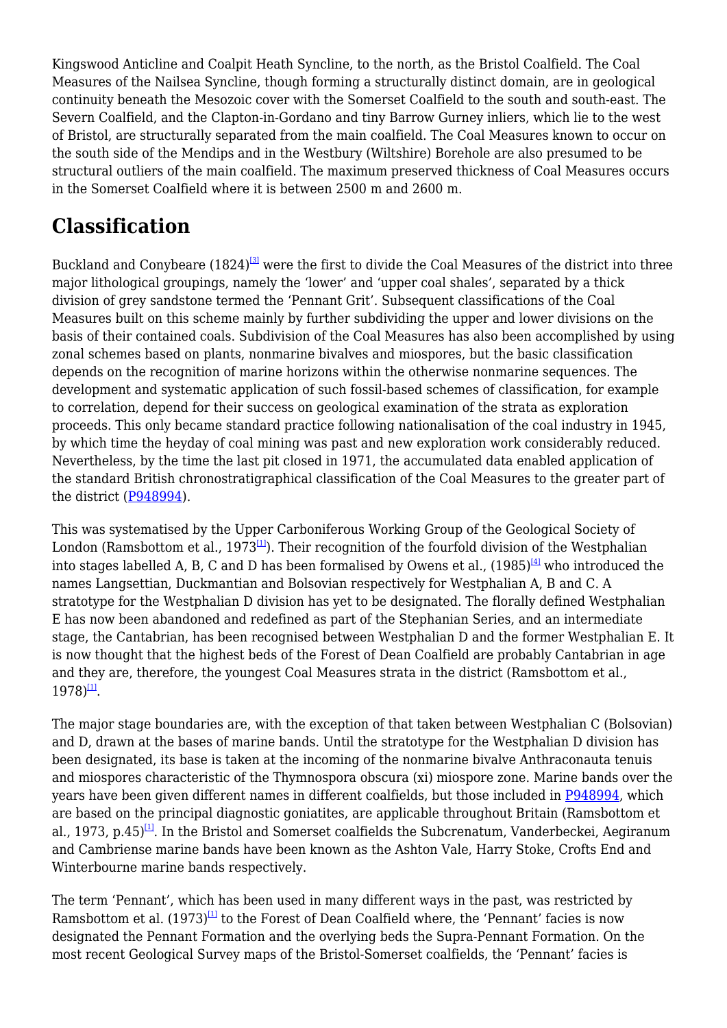Kingswood Anticline and Coalpit Heath Syncline, to the north, as the Bristol Coalfield. The Coal Measures of the Nailsea Syncline, though forming a structurally distinct domain, are in geological continuity beneath the Mesozoic cover with the Somerset Coalfield to the south and south-east. The Severn Coalfield, and the Clapton-in-Gordano and tiny Barrow Gurney inliers, which lie to the west of Bristol, are structurally separated from the main coalfield. The Coal Measures known to occur on the south side of the Mendips and in the Westbury (Wiltshire) Borehole are also presumed to be structural outliers of the main coalfield. The maximum preserved thickness of Coal Measures occurs in the Somerset Coalfield where it is between 2500 m and 2600 m.

## Classification

Buckland and Conybeare (1824)[3] were the first to divide the Coal Measures of the district into three major lithological groupings, namely the 'lower' and 'upper coal shales', separated by a thick division of grey sandstone termed the 'Pennant Grit'. Subsequent classifications of the Coal Measures built on this scheme mainly by further subdividing the upper and lower divisions on the basis of their contained coals. Subdivision of the Coal Measures has also been accomplished by using zonal schemes based on plants, nonmarine bivalves and miospores, but the basic classification depends on the recognition of marine horizons within the otherwise nonmarine sequences. The development and systematic application of such fossil-based schemes of classification, for example to correlation, depend for their success on geological examination of the strata as exploration proceeds. This only became standard practice following nationalisation of the coal industry in 1945, by which time the heyday of coal mining was past and new exploration work considerably reduced. Nevertheless, by the time the last pit closed in 1971, the accumulated data enabled application of the standard British chronostratigraphical classification of the Coal Measures to the greater part of the district (P948994).

This was systematised by the Upper Carboniferous Working Group of the Geological Society of London (Ramsbottom et al., 1973[1]). Their recognition of the fourfold division of the Westphalian into stages labelled A, B, C and D has been formalised by Owens et al., (1985)[4] who introduced the names Langsettian, Duckmantian and Bolsovian respectively for Westphalian A, B and C. A stratotype for the Westphalian D division has yet to be designated. The florally defined Westphalian E has now been abandoned and redefined as part of the Stephanian Series, and an intermediate stage, the Cantabrian, has been recognised between Westphalian D and the former Westphalian E. It is now thought that the highest beds of the Forest of Dean Coalfield are probably Cantabrian in age and they are, therefore, the youngest Coal Measures strata in the district (Ramsbottom et al., 1978)[1].

The major stage boundaries are, with the exception of that taken between Westphalian C (Bolsovian) and D, drawn at the bases of marine bands. Until the stratotype for the Westphalian D division has been designated, its base is taken at the incoming of the nonmarine bivalve Anthraconauta tenuis and miospores characteristic of the Thymnospora obscura (xi) miospore zone. Marine bands over the years have been given different names in different coalfields, but those included in P948994, which are based on the principal diagnostic goniatites, are applicable throughout Britain (Ramsbottom et al., 1973, p.45)[1]. In the Bristol and Somerset coalfields the Subcrenatum, Vanderbeckei, Aegiranum and Cambriense marine bands have been known as the Ashton Vale, Harry Stoke, Crofts End and Winterbourne marine bands respectively.

The term 'Pennant', which has been used in many different ways in the past, was restricted by Ramsbottom et al. (1973)[1] to the Forest of Dean Coalfield where, the 'Pennant' facies is now designated the Pennant Formation and the overlying beds the Supra-Pennant Formation. On the most recent Geological Survey maps of the Bristol-Somerset coalfields, the 'Pennant' facies is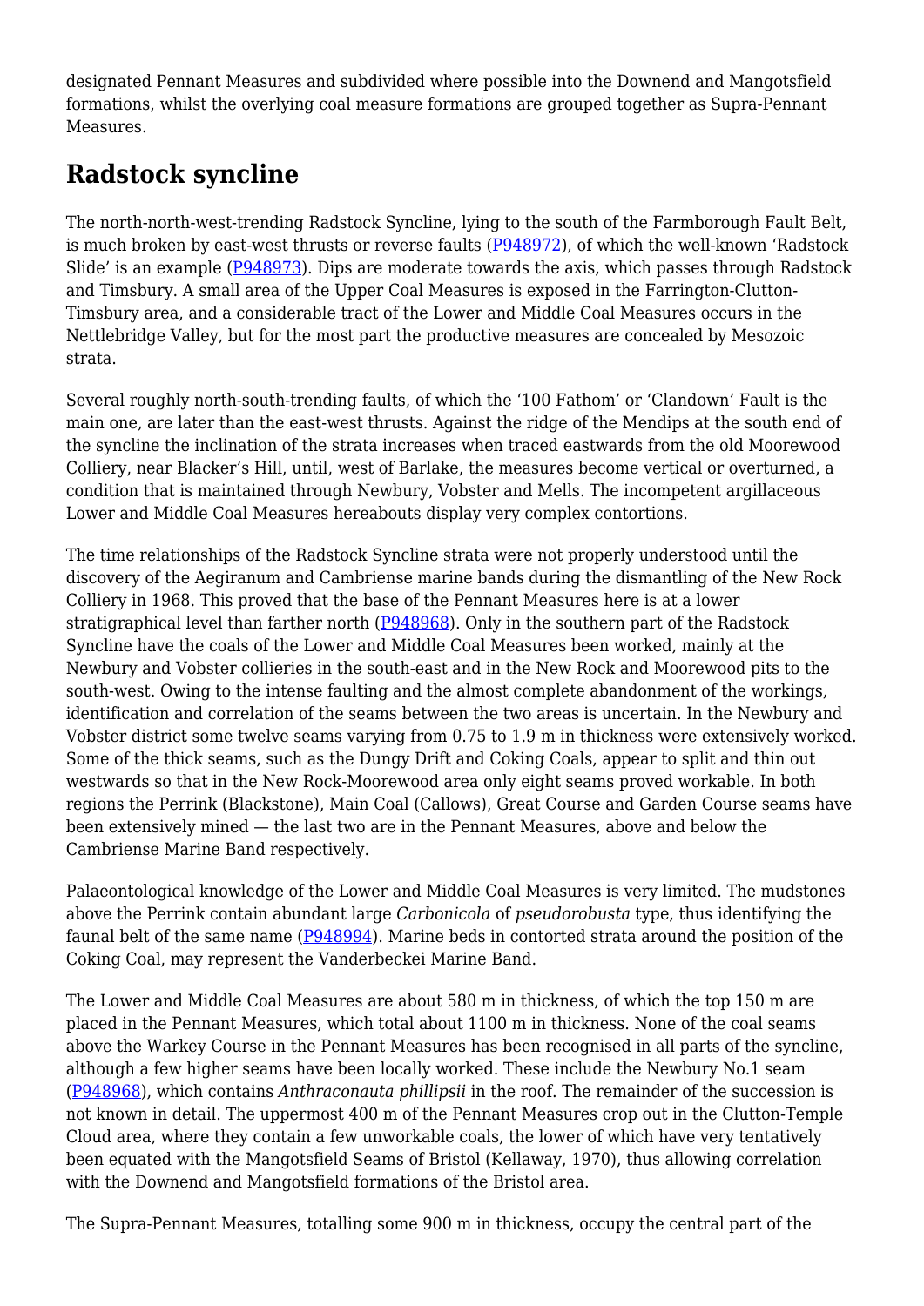designated Pennant Measures and subdivided where possible into the Downend and Mangotsfield formations, whilst the overlying coal measure formations are grouped together as Supra-Pennant Measures.

## Radstock syncline

The north-north-west-trending Radstock Syncline, lying to the south of the Farmborough Fault Belt, is much broken by east-west thrusts or reverse faults (P948972), of which the well-known 'Radstock Slide' is an example (P948973). Dips are moderate towards the axis, which passes through Radstock and Timsbury. A small area of the Upper Coal Measures is exposed in the Farrington-Clutton-Timsbury area, and a considerable tract of the Lower and Middle Coal Measures occurs in the Nettlebridge Valley, but for the most part the productive measures are concealed by Mesozoic strata.

Several roughly north-south-trending faults, of which the '100 Fathom' or 'Clandown' Fault is the main one, are later than the east-west thrusts. Against the ridge of the Mendips at the south end of the syncline the inclination of the strata increases when traced eastwards from the old Moorewood Colliery, near Blacker's Hill, until, west of Barlake, the measures become vertical or overturned, a condition that is maintained through Newbury, Vobster and Mells. The incompetent argillaceous Lower and Middle Coal Measures hereabouts display very complex contortions.

The time relationships of the Radstock Syncline strata were not properly understood until the discovery of the Aegiranum and Cambriense marine bands during the dismantling of the New Rock Colliery in 1968. This proved that the base of the Pennant Measures here is at a lower stratigraphical level than farther north (P948968). Only in the southern part of the Radstock Syncline have the coals of the Lower and Middle Coal Measures been worked, mainly at the Newbury and Vobster collieries in the south-east and in the New Rock and Moorewood pits to the south-west. Owing to the intense faulting and the almost complete abandonment of the workings, identification and correlation of the seams between the two areas is uncertain. In the Newbury and Vobster district some twelve seams varying from 0.75 to 1.9 m in thickness were extensively worked. Some of the thick seams, such as the Dungy Drift and Coking Coals, appear to split and thin out westwards so that in the New Rock-Moorewood area only eight seams proved workable. In both regions the Perrink (Blackstone), Main Coal (Callows), Great Course and Garden Course seams have been extensively mined — the last two are in the Pennant Measures, above and below the Cambriense Marine Band respectively.

Palaeontological knowledge of the Lower and Middle Coal Measures is very limited. The mudstones above the Perrink contain abundant large *Carbonicola* of *pseudorobusta* type, thus identifying the faunal belt of the same name (P948994). Marine beds in contorted strata around the position of the Coking Coal, may represent the Vanderbeckei Marine Band.

The Lower and Middle Coal Measures are about 580 m in thickness, of which the top 150 m are placed in the Pennant Measures, which total about 1100 m in thickness. None of the coal seams above the Warkey Course in the Pennant Measures has been recognised in all parts of the syncline, although a few higher seams have been locally worked. These include the Newbury No.1 seam (P948968), which contains *Anthraconauta phillipsii* in the roof. The remainder of the succession is not known in detail. The uppermost 400 m of the Pennant Measures crop out in the Clutton-Temple Cloud area, where they contain a few unworkable coals, the lower of which have very tentatively been equated with the Mangotsfield Seams of Bristol (Kellaway, 1970), thus allowing correlation with the Downend and Mangotsfield formations of the Bristol area.

The Supra-Pennant Measures, totalling some 900 m in thickness, occupy the central part of the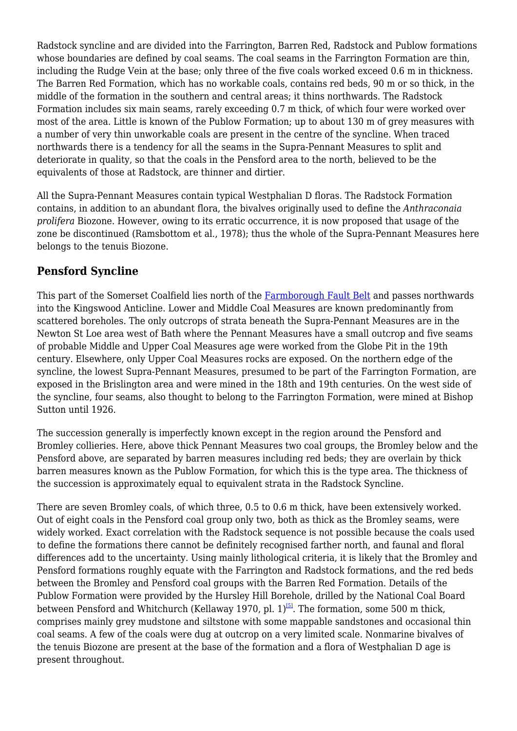Radstock syncline and are divided into the Farrington, Barren Red, Radstock and Publow formations whose boundaries are defined by coal seams. The coal seams in the Farrington Formation are thin, including the Rudge Vein at the base; only three of the five coals worked exceed 0.6 m in thickness. The Barren Red Formation, which has no workable coals, contains red beds, 90 m or so thick, in the middle of the formation in the southern and central areas; it thins northwards. The Radstock Formation includes six main seams, rarely exceeding 0.7 m thick, of which four were worked over most of the area. Little is known of the Publow Formation; up to about 130 m of grey measures with a number of very thin unworkable coals are present in the centre of the syncline. When traced northwards there is a tendency for all the seams in the Supra-Pennant Measures to split and deteriorate in quality, so that the coals in the Pensford area to the north, believed to be the equivalents of those at Radstock, are thinner and dirtier.

All the Supra-Pennant Measures contain typical Westphalian D floras. The Radstock Formation contains, in addition to an abundant flora, the bivalves originally used to define the *Anthraconaia prolifera* Biozone. However, owing to its erratic occurrence, it is now proposed that usage of the zone be discontinued (Ramsbottom et al., 1978); thus the whole of the Supra-Pennant Measures here belongs to the tenuis Biozone.

## Pensford Syncline

This part of the Somerset Coalfield lies north of the Farmborough Fault Belt and passes northwards into the Kingswood Anticline. Lower and Middle Coal Measures are known predominantly from scattered boreholes. The only outcrops of strata beneath the Supra-Pennant Measures are in the Newton St Loe area west of Bath where the Pennant Measures have a small outcrop and five seams of probable Middle and Upper Coal Measures age were worked from the Globe Pit in the 19th century. Elsewhere, only Upper Coal Measures rocks are exposed. On the northern edge of the syncline, the lowest Supra-Pennant Measures, presumed to be part of the Farrington Formation, are exposed in the Brislington area and were mined in the 18th and 19th centuries. On the west side of the syncline, four seams, also thought to belong to the Farrington Formation, were mined at Bishop Sutton until 1926.

The succession generally is imperfectly known except in the region around the Pensford and Bromley collieries. Here, above thick Pennant Measures two coal groups, the Bromley below and the Pensford above, are separated by barren measures including red beds; they are overlain by thick barren measures known as the Publow Formation, for which this is the type area. The thickness of the succession is approximately equal to equivalent strata in the Radstock Syncline.

There are seven Bromley coals, of which three, 0.5 to 0.6 m thick, have been extensively worked. Out of eight coals in the Pensford coal group only two, both as thick as the Bromley seams, were widely worked. Exact correlation with the Radstock sequence is not possible because the coals used to define the formations there cannot be definitely recognised farther north, and faunal and floral differences add to the uncertainty. Using mainly lithological criteria, it is likely that the Bromley and Pensford formations roughly equate with the Farrington and Radstock formations, and the red beds between the Bromley and Pensford coal groups with the Barren Red Formation. Details of the Publow Formation were provided by the Hursley Hill Borehole, drilled by the National Coal Board between Pensford and Whitchurch (Kellaway 1970, pl. 1)[5]. The formation, some 500 m thick, comprises mainly grey mudstone and siltstone with some mappable sandstones and occasional thin coal seams. A few of the coals were dug at outcrop on a very limited scale. Nonmarine bivalves of the tenuis Biozone are present at the base of the formation and a flora of Westphalian D age is present throughout.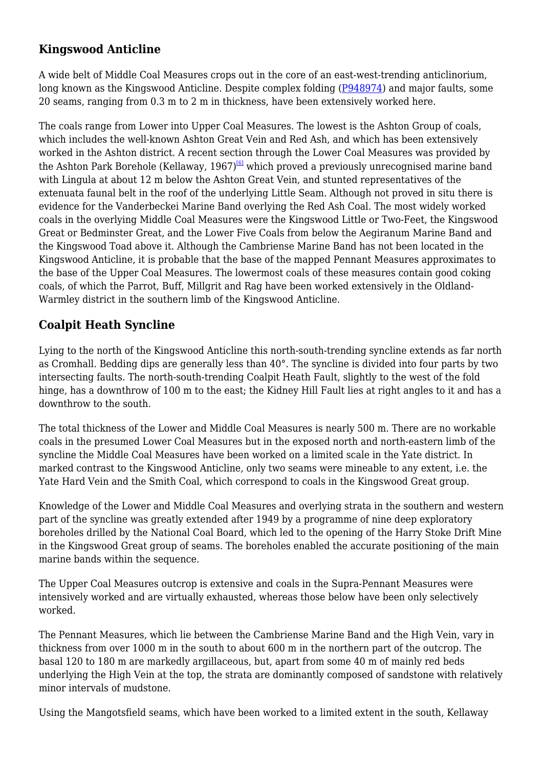## Kingswood Anticline

A wide belt of Middle Coal Measures crops out in the core of an east-west-trending anticlinorium, long known as the Kingswood Anticline. Despite complex folding (P948974) and major faults, some 20 seams, ranging from 0.3 m to 2 m in thickness, have been extensively worked here.

The coals range from Lower into Upper Coal Measures. The lowest is the Ashton Group of coals, which includes the well-known Ashton Great Vein and Red Ash, and which has been extensively worked in the Ashton district. A recent section through the Lower Coal Measures was provided by the Ashton Park Borehole (Kellaway, 1967)[6] which proved a previously unrecognised marine band with Lingula at about 12 m below the Ashton Great Vein, and stunted representatives of the extenuata faunal belt in the roof of the underlying Little Seam. Although not proved in situ there is evidence for the Vanderbeckei Marine Band overlying the Red Ash Coal. The most widely worked coals in the overlying Middle Coal Measures were the Kingswood Little or Two-Feet, the Kingswood Great or Bedminster Great, and the Lower Five Coals from below the Aegiranum Marine Band and the Kingswood Toad above it. Although the Cambriense Marine Band has not been located in the Kingswood Anticline, it is probable that the base of the mapped Pennant Measures approximates to the base of the Upper Coal Measures. The lowermost coals of these measures contain good coking coals, of which the Parrot, Buff, Millgrit and Rag have been worked extensively in the Oldland-Warmley district in the southern limb of the Kingswood Anticline.

## Coalpit Heath Syncline

Lying to the north of the Kingswood Anticline this north-south-trending syncline extends as far north as Cromhall. Bedding dips are generally less than 40°. The syncline is divided into four parts by two intersecting faults. The north-south-trending Coalpit Heath Fault, slightly to the west of the fold hinge, has a downthrow of 100 m to the east; the Kidney Hill Fault lies at right angles to it and has a downthrow to the south.

The total thickness of the Lower and Middle Coal Measures is nearly 500 m. There are no workable coals in the presumed Lower Coal Measures but in the exposed north and north-eastern limb of the syncline the Middle Coal Measures have been worked on a limited scale in the Yate district. In marked contrast to the Kingswood Anticline, only two seams were mineable to any extent, i.e. the Yate Hard Vein and the Smith Coal, which correspond to coals in the Kingswood Great group.

Knowledge of the Lower and Middle Coal Measures and overlying strata in the southern and western part of the syncline was greatly extended after 1949 by a programme of nine deep exploratory boreholes drilled by the National Coal Board, which led to the opening of the Harry Stoke Drift Mine in the Kingswood Great group of seams. The boreholes enabled the accurate positioning of the main marine bands within the sequence.

The Upper Coal Measures outcrop is extensive and coals in the Supra-Pennant Measures were intensively worked and are virtually exhausted, whereas those below have been only selectively worked.

The Pennant Measures, which lie between the Cambriense Marine Band and the High Vein, vary in thickness from over 1000 m in the south to about 600 m in the northern part of the outcrop. The basal 120 to 180 m are markedly argillaceous, but, apart from some 40 m of mainly red beds underlying the High Vein at the top, the strata are dominantly composed of sandstone with relatively minor intervals of mudstone.

Using the Mangotsfield seams, which have been worked to a limited extent in the south, Kellaway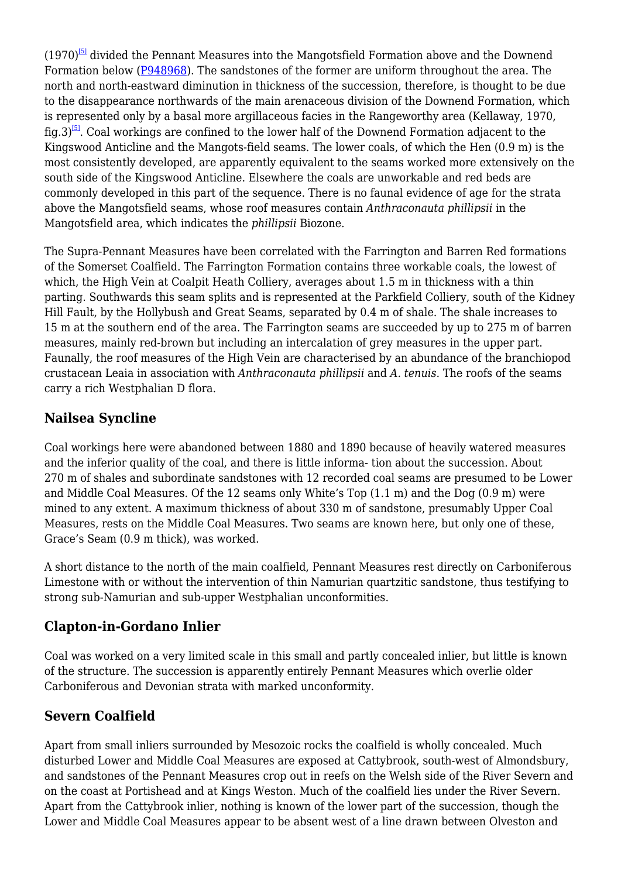(1970)[5] divided the Pennant Measures into the Mangotsfield Formation above and the Downend Formation below (P948968). The sandstones of the former are uniform throughout the area. The north and north-eastward diminution in thickness of the succession, therefore, is thought to be due to the disappearance northwards of the main arenaceous division of the Downend Formation, which is represented only by a basal more argillaceous facies in the Rangeworthy area (Kellaway, 1970, fig.3)[5]. Coal workings are confined to the lower half of the Downend Formation adjacent to the Kingswood Anticline and the Mangots-field seams. The lower coals, of which the Hen (0.9 m) is the most consistently developed, are apparently equivalent to the seams worked more extensively on the south side of the Kingswood Anticline. Elsewhere the coals are unworkable and red beds are commonly developed in this part of the sequence. There is no faunal evidence of age for the strata above the Mangotsfield seams, whose roof measures contain *Anthraconauta phillipsii* in the Mangotsfield area, which indicates the *phillipsii* Biozone.

The Supra-Pennant Measures have been correlated with the Farrington and Barren Red formations of the Somerset Coalfield. The Farrington Formation contains three workable coals, the lowest of which, the High Vein at Coalpit Heath Colliery, averages about 1.5 m in thickness with a thin parting. Southwards this seam splits and is represented at the Parkfield Colliery, south of the Kidney Hill Fault, by the Hollybush and Great Seams, separated by 0.4 m of shale. The shale increases to 15 m at the southern end of the area. The Farrington seams are succeeded by up to 275 m of barren measures, mainly red-brown but including an intercalation of grey measures in the upper part. Faunally, the roof measures of the High Vein are characterised by an abundance of the branchiopod crustacean Leaia in association with *Anthraconauta phillipsii* and *A. tenuis*. The roofs of the seams carry a rich Westphalian D flora.

## Nailsea Syncline

Coal workings here were abandoned between 1880 and 1890 because of heavily watered measures and the inferior quality of the coal, and there is little informa- tion about the succession. About 270 m of shales and subordinate sandstones with 12 recorded coal seams are presumed to be Lower and Middle Coal Measures. Of the 12 seams only White's Top (1.1 m) and the Dog (0.9 m) were mined to any extent. A maximum thickness of about 330 m of sandstone, presumably Upper Coal Measures, rests on the Middle Coal Measures. Two seams are known here, but only one of these, Grace's Seam (0.9 m thick), was worked.

A short distance to the north of the main coalfield, Pennant Measures rest directly on Carboniferous Limestone with or without the intervention of thin Namurian quartzitic sandstone, thus testifying to strong sub-Namurian and sub-upper Westphalian unconformities.

## Clapton-in-Gordano Inlier

Coal was worked on a very limited scale in this small and partly concealed inlier, but little is known of the structure. The succession is apparently entirely Pennant Measures which overlie older Carboniferous and Devonian strata with marked unconformity.

## Severn Coalfield

Apart from small inliers surrounded by Mesozoic rocks the coalfield is wholly concealed. Much disturbed Lower and Middle Coal Measures are exposed at Cattybrook, south-west of Almondsbury, and sandstones of the Pennant Measures crop out in reefs on the Welsh side of the River Severn and on the coast at Portishead and at Kings Weston. Much of the coalfield lies under the River Severn. Apart from the Cattybrook inlier, nothing is known of the lower part of the succession, though the Lower and Middle Coal Measures appear to be absent west of a line drawn between Olveston and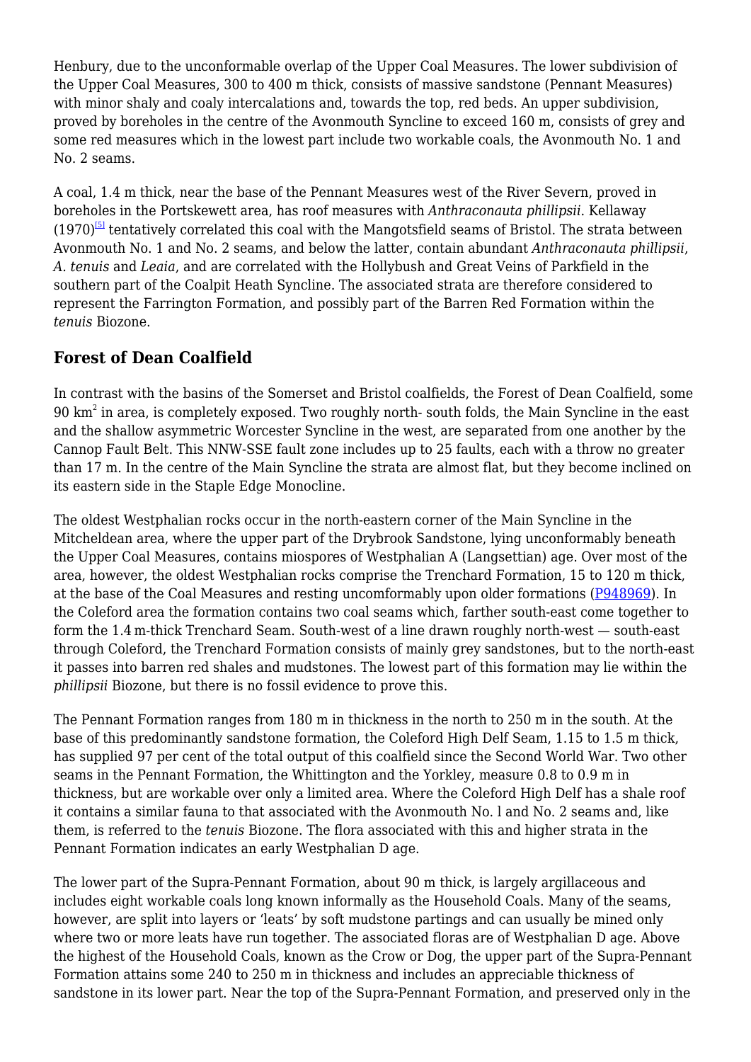Henbury, due to the unconformable overlap of the Upper Coal Measures. The lower subdivision of the Upper Coal Measures, 300 to 400 m thick, consists of massive sandstone (Pennant Measures) with minor shaly and coaly intercalations and, towards the top, red beds. An upper subdivision, proved by boreholes in the centre of the Avonmouth Syncline to exceed 160 m, consists of grey and some red measures which in the lowest part include two workable coals, the Avonmouth No. 1 and No. 2 seams.

A coal, 1.4 m thick, near the base of the Pennant Measures west of the River Severn, proved in boreholes in the Portskewett area, has roof measures with *Anthraconauta phillipsii*. Kellaway (1970)[5] tentatively correlated this coal with the Mangotsfield seams of Bristol. The strata between Avonmouth No. 1 and No. 2 seams, and below the latter, contain abundant *Anthraconauta phillipsii*, *A. tenuis* and *Leaia*, and are correlated with the Hollybush and Great Veins of Parkfield in the southern part of the Coalpit Heath Syncline. The associated strata are therefore considered to represent the Farrington Formation, and possibly part of the Barren Red Formation within the *tenuis* Biozone.

## Forest of Dean Coalfield

In contrast with the basins of the Somerset and Bristol coalfields, the Forest of Dean Coalfield, some 90 $km^2$ in area, is completely exposed. Two roughly north- south folds, the Main Syncline in the east and the shallow asymmetric Worcester Syncline in the west, are separated from one another by the Cannop Fault Belt. This NNW-SSE fault zone includes up to 25 faults, each with a throw no greater than 17 m. In the centre of the Main Syncline the strata are almost flat, but they become inclined on its eastern side in the Staple Edge Monocline.

The oldest Westphalian rocks occur in the north-eastern corner of the Main Syncline in the Mitcheldean area, where the upper part of the Drybrook Sandstone, lying unconformably beneath the Upper Coal Measures, contains miospores of Westphalian A (Langsettian) age. Over most of the area, however, the oldest Westphalian rocks comprise the Trenchard Formation, 15 to 120 m thick, at the base of the Coal Measures and resting uncomformably upon older formations (P948969). In the Coleford area the formation contains two coal seams which, farther south-east come together to form the 1.4 m-thick Trenchard Seam. South-west of a line drawn roughly north-west — south-east through Coleford, the Trenchard Formation consists of mainly grey sandstones, but to the north-east it passes into barren red shales and mudstones. The lowest part of this formation may lie within the *phillipsii* Biozone, but there is no fossil evidence to prove this.

The Pennant Formation ranges from 180 m in thickness in the north to 250 m in the south. At the base of this predominantly sandstone formation, the Coleford High Delf Seam, 1.15 to 1.5 m thick, has supplied 97 per cent of the total output of this coalfield since the Second World War. Two other seams in the Pennant Formation, the Whittington and the Yorkley, measure 0.8 to 0.9 m in thickness, but are workable over only a limited area. Where the Coleford High Delf has a shale roof it contains a similar fauna to that associated with the Avonmouth No. l and No. 2 seams and, like them, is referred to the *tenuis* Biozone. The flora associated with this and higher strata in the Pennant Formation indicates an early Westphalian D age.

The lower part of the Supra-Pennant Formation, about 90 m thick, is largely argillaceous and includes eight workable coals long known informally as the Household Coals. Many of the seams, however, are split into layers or 'leats' by soft mudstone partings and can usually be mined only where two or more leats have run together. The associated floras are of Westphalian D age. Above the highest of the Household Coals, known as the Crow or Dog, the upper part of the Supra-Pennant Formation attains some 240 to 250 m in thickness and includes an appreciable thickness of sandstone in its lower part. Near the top of the Supra-Pennant Formation, and preserved only in the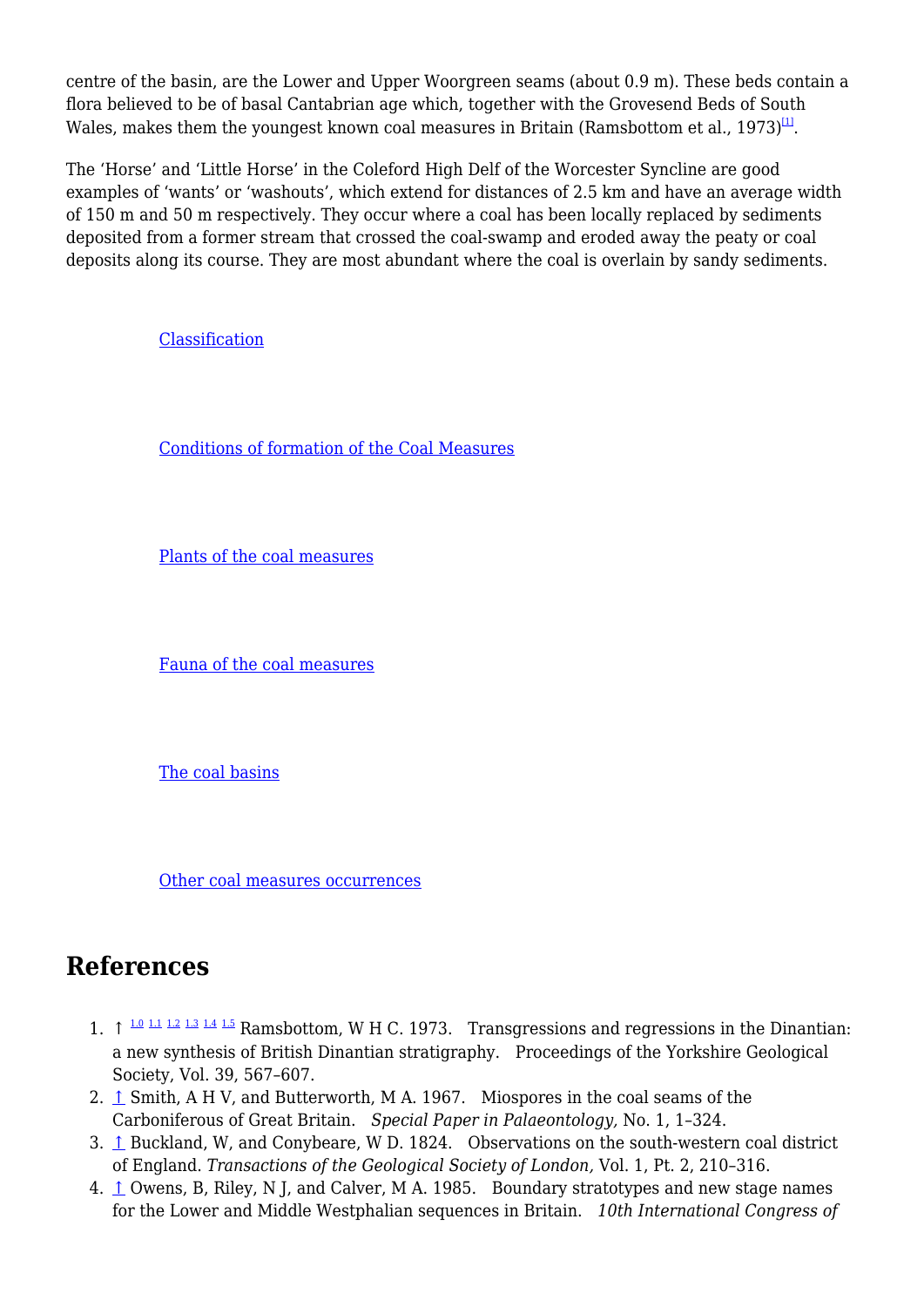centre of the basin, are the Lower and Upper Woorgreen seams (about 0.9 m). These beds contain a flora believed to be of basal Cantabrian age which, together with the Grovesend Beds of South Wales, makes them the youngest known coal measures in Britain (Ramsbottom et al., 1973)[1].

The 'Horse' and 'Little Horse' in the Coleford High Delf of the Worcester Syncline are good examples of 'wants' or 'washouts', which extend for distances of 2.5 km and have an average width of 150 m and 50 m respectively. They occur where a coal has been locally replaced by sediments deposited from a former stream that crossed the coal-swamp and eroded away the peaty or coal deposits along its course. They are most abundant where the coal is overlain by sandy sediments.

Classification

Conditions of formation of the Coal Measures

Plants of the coal measures

Fauna of the coal measures

The coal basins

Other coal measures occurrences

## References

1. ↑ 1.0 1.1 1.2 1.3 1.4 1.5 Ramsbottom, W H C. 1973. Transgressions and regressions in the Dinantian: a new synthesis of British Dinantian stratigraphy. Proceedings of the Yorkshire Geological Society, Vol. 39, 567–607.
2. ↑ Smith, A H V, and Butterworth, M A. 1967. Miospores in the coal seams of the Carboniferous of Great Britain. *Special Paper in Palaeontology,* No. 1, 1–324.
3. ↑ Buckland, W, and Conybeare, W D. 1824. Observations on the south-western coal district of England. *Transactions of the Geological Society of London,* Vol. 1, Pt. 2, 210–316.
4. ↑ Owens, B, Riley, N J, and Calver, M A. 1985. Boundary stratotypes and new stage names for the Lower and Middle Westphalian sequences in Britain. *10th International Congress of*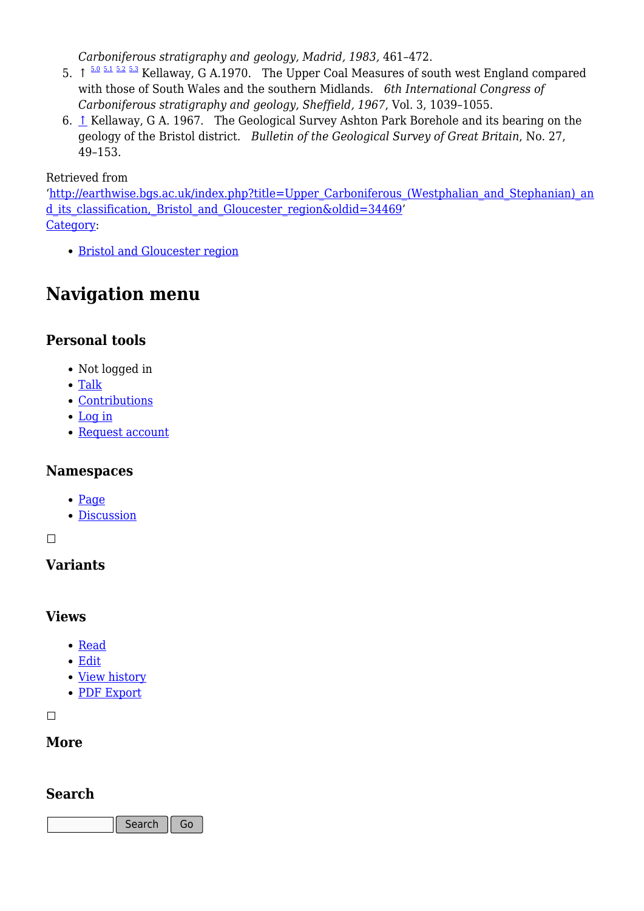*Carboniferous stratigraphy and geology, Madrid, 1983,* 461–472.

5. ↑ [5.0] [5.1] [5.2] [5.3] Kellaway, G A.1970. The Upper Coal Measures of south west England compared with those of South Wales and the southern Midlands. *6th International Congress of Carboniferous stratigraphy and geology, Sheffield, 1967*, Vol. 3, 1039–1055.
6. ↑ Kellaway, G A. 1967. The Geological Survey Ashton Park Borehole and its bearing on the geology of the Bristol district. *Bulletin of the Geological Survey of Great Britain*, No. 27, 49–153.

Retrieved from 'http://earthwise.bgs.ac.uk/index.php?title=Upper_Carboniferous_(Westphalian_and_Stephanian)_and_its_classification,_Bristol_and_Gloucester_region&oldid=34469'

Category:

- Bristol and Gloucester region

# Navigation menu

## Personal tools

- Not logged in
- Talk
- Contributions
- Log in
- Request account

## Namespaces

- Page
- Discussion

## Variants

## Views

- Read
- Edit
- View history
- PDF Export

## More

## Search

Search Go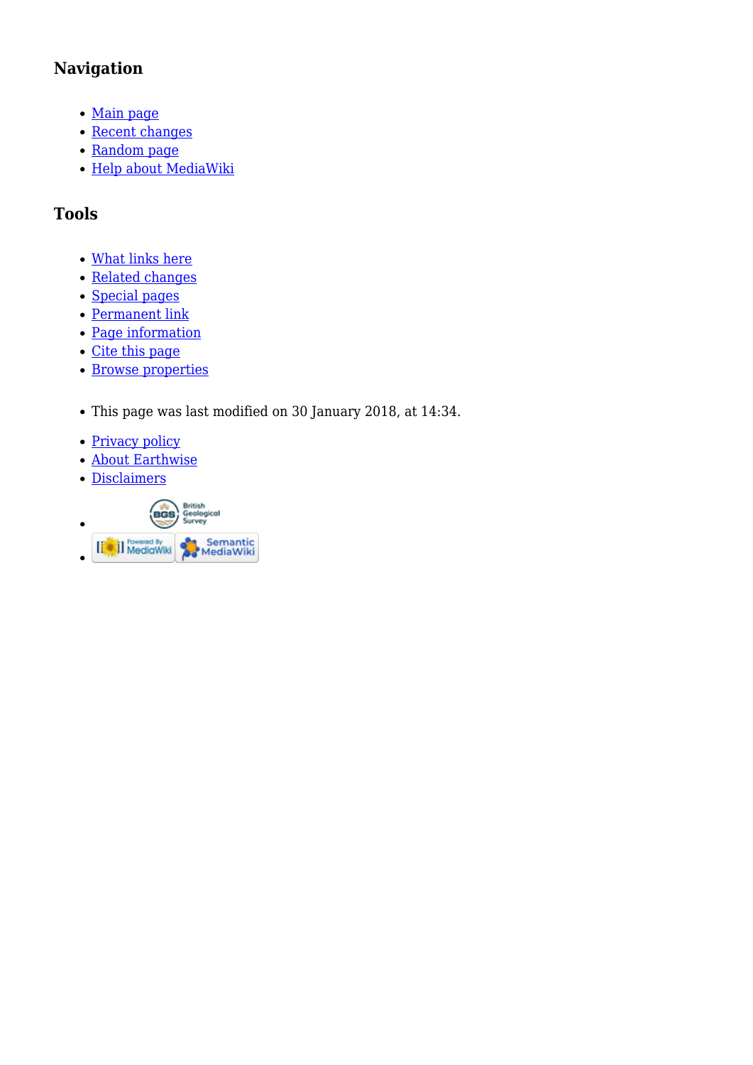## Navigation

- Main page
- Recent changes
- Random page
- Help about MediaWiki

## Tools

- What links here
- Related changes
- Special pages
- Permanent link
- Page information
- Cite this page
- Browse properties

- This page was last modified on 30 January 2018, at 14:34.

- Privacy policy
- About Earthwise
- Disclaimers